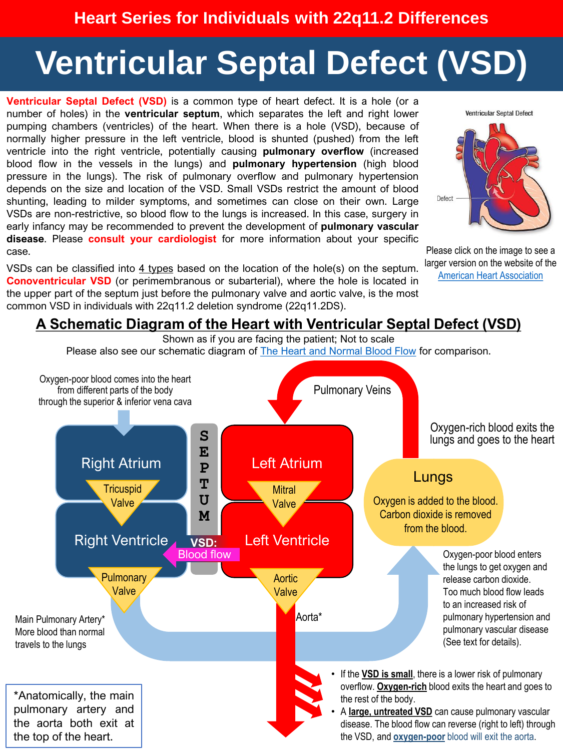Heart Series for Individuals with 22q11.2 Differences

# Ventricular Septal Defect (VSD)

**Ventricular Septal Defect (VSD)** is a common type of heart defect. It is a hole (or a number of holes) in the **ventricular septum**, which separates the left and right lower pumping chambers (ventricles) of the heart. When there is a hole (VSD), because of normally higher pressure in the left ventricle, blood is shunted (pushed) from the left ventricle into the right ventricle, potentially causing **pulmonary overflow** (increased blood flow in the vessels in the lungs) and **pulmonary hypertension** (high blood pressure in the lungs). The risk of pulmonary overflow and pulmonary hypertension depends on the size and location of the VSD. Small VSDs restrict the amount of blood shunting, leading to milder symptoms, and sometimes can close on their own. Large VSDs are non-restrictive, so blood flow to the lungs is increased. In this case, surgery in early infancy may be recommended to prevent the development of **pulmonary vascular disease**. Please **consult your cardiologist** for more information about your specific case.

VSDs can be classified into 4 types based on the location of the hole(s) on the septum. **Conoventricular VSD** (or perimembranous or subarterial), where the hole is located in the upper part of the septum just before the pulmonary valve and aortic valve, is the most common VSD in individuals with 22q11.2 deletion syndrome (22q11.2DS).

Ventricular Septal Defect

Defect

Please click on the image to see a larger version on the website of the American Heart Association

## A Schematic Diagram of the Heart with Ventricular Septal Defect (VSD)

Shown as if you are facing the patient; Not to scale

Please also see our schematic diagram of The Heart and Normal Blood Flow for comparison.

Oxygen-poor blood comes into the heart from different parts of the body through the superior & inferior vena cava

Pulmonary Veins

Oxygen-rich blood exits the lungs and goes to the heart

Right Atrium

Tricuspid Valve

SEPTUM

Left Atrium

Mitral Valve

Lungs

Oxygen is added to the blood. Carbon dioxide is removed from the blood.

Right Ventricle

VSD: Blood flow

Left Ventricle

Pulmonary Valve

Aortic Valve

Aorta*

Oxygen-poor blood enters the lungs to get oxygen and release carbon dioxide. Too much blood flow leads to an increased risk of pulmonary hypertension and pulmonary vascular disease (See text for details).

Main Pulmonary Artery* More blood than normal travels to the lungs

*Anatomically, the main pulmonary artery and the aorta both exit at the top of the heart.

- If the **VSD is small**, there is a lower risk of pulmonary overflow. **Oxygen-rich** blood exits the heart and goes to the rest of the body.
- A **large, untreated VSD** can cause pulmonary vascular disease. The blood flow can reverse (right to left) through the VSD, and **oxygen-poor** blood will exit the aorta.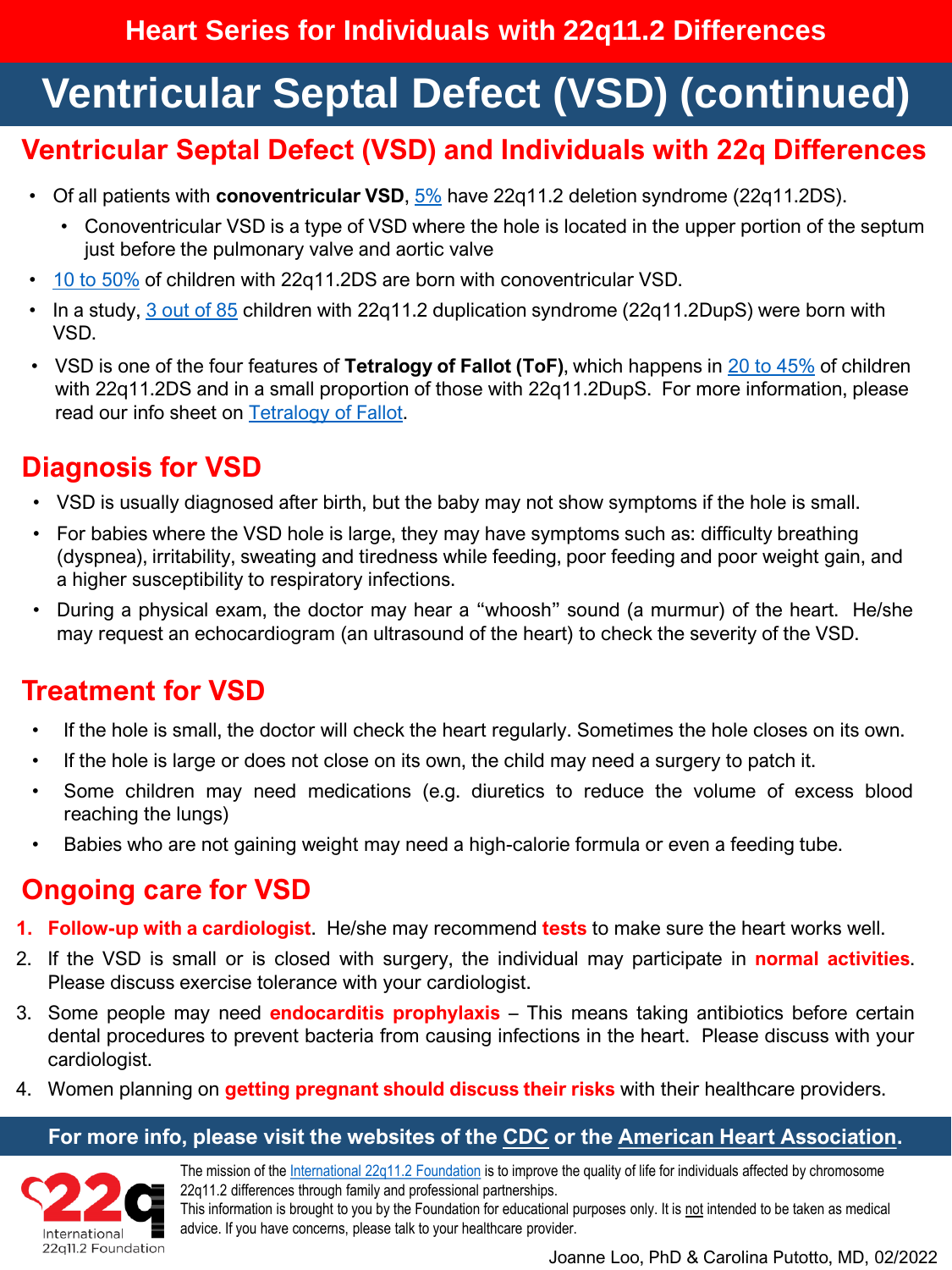Heart Series for Individuals with 22q11.2 Differences

# Ventricular Septal Defect (VSD) (continued)

## Ventricular Septal Defect (VSD) and Individuals with 22q Differences

- Of all patients with **conoventricular VSD**, 5% have 22q11.2 deletion syndrome (22q11.2DS).
  - Conoventricular VSD is a type of VSD where the hole is located in the upper portion of the septum just before the pulmonary valve and aortic valve
- 10 to 50% of children with 22q11.2DS are born with conoventricular VSD.
- In a study, 3 out of 85 children with 22q11.2 duplication syndrome (22q11.2DupS) were born with VSD.
- VSD is one of the four features of **Tetralogy of Fallot (ToF)**, which happens in 20 to 45% of children with 22q11.2DS and in a small proportion of those with 22q11.2DupS. For more information, please read our info sheet on Tetralogy of Fallot.

## Diagnosis for VSD

- VSD is usually diagnosed after birth, but the baby may not show symptoms if the hole is small.
- For babies where the VSD hole is large, they may have symptoms such as: difficulty breathing (dyspnea), irritability, sweating and tiredness while feeding, poor feeding and poor weight gain, and a higher susceptibility to respiratory infections.
- During a physical exam, the doctor may hear a "whoosh" sound (a murmur) of the heart. He/she may request an echocardiogram (an ultrasound of the heart) to check the severity of the VSD.

## Treatment for VSD

- If the hole is small, the doctor will check the heart regularly. Sometimes the hole closes on its own.
- If the hole is large or does not close on its own, the child may need a surgery to patch it.
- Some children may need medications (e.g. diuretics to reduce the volume of excess blood reaching the lungs)
- Babies who are not gaining weight may need a high-calorie formula or even a feeding tube.

## Ongoing care for VSD

1. **Follow-up with a cardiologist**. He/she may recommend **tests** to make sure the heart works well.
2. If the VSD is small or is closed with surgery, the individual may participate in **normal activities**. Please discuss exercise tolerance with your cardiologist.
3. Some people may need **endocarditis prophylaxis** – This means taking antibiotics before certain dental procedures to prevent bacteria from causing infections in the heart. Please discuss with your cardiologist.
4. Women planning on **getting pregnant should discuss their risks** with their healthcare providers.

**For more info, please visit the websites of the CDC or the American Heart Association.**

International 22q11.2 Foundation

The mission of the International 22q11.2 Foundation is to improve the quality of life for individuals affected by chromosome 22q11.2 differences through family and professional partnerships.
This information is brought to you by the Foundation for educational purposes only. It is not intended to be taken as medical advice. If you have concerns, please talk to your healthcare provider.

Joanne Loo, PhD & Carolina Putotto, MD, 02/2022